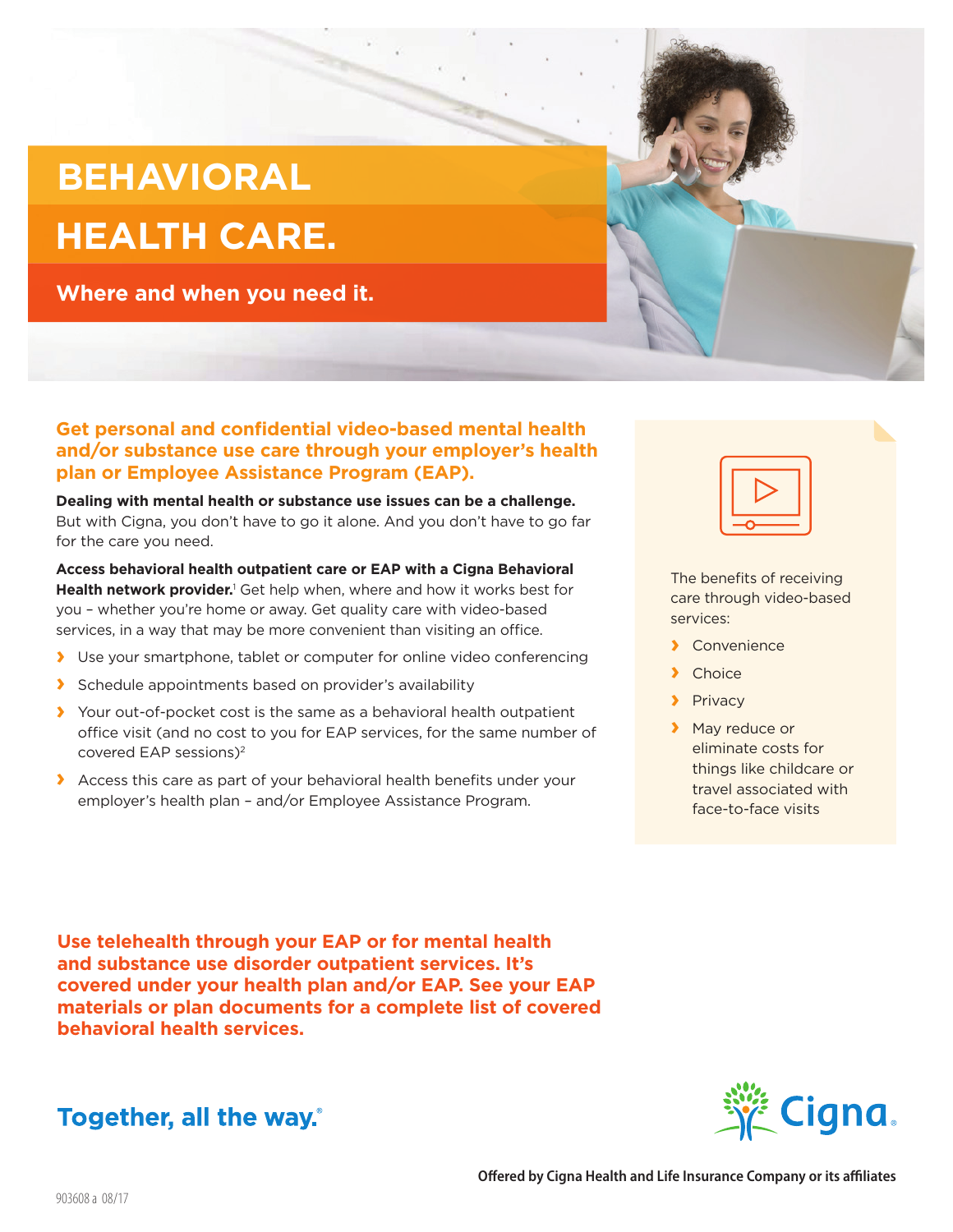# BEHAVIORAL HEALTH CARE.

## Where and when you need it.

**Get personal and confidential video-based mental health and/or substance use care through your employer's health plan or Employee Assistance Program (EAP).**

**Dealing with mental health or substance use issues can be a challenge.** But with Cigna, you don't have to go it alone. And you don't have to go far for the care you need.

**Access behavioral health outpatient care or EAP with a Cigna Behavioral Health network provider.**[1] Get help when, where and how it works best for you – whether you're home or away. Get quality care with video-based services, in a way that may be more convenient than visiting an office.

- Use your smartphone, tablet or computer for online video conferencing
- Schedule appointments based on provider's availability
- Your out-of-pocket cost is the same as a behavioral health outpatient office visit (and no cost to you for EAP services, for the same number of covered EAP sessions)[2]
- Access this care as part of your behavioral health benefits under your employer's health plan – and/or Employee Assistance Program.

The benefits of receiving care through video-based services:

- Convenience
- Choice
- Privacy
- May reduce or eliminate costs for things like childcare or travel associated with face-to-face visits

**Use telehealth through your EAP or for mental health and substance use disorder outpatient services. It's covered under your health plan and/or EAP. See your EAP materials or plan documents for a complete list of covered behavioral health services.**

**Together, all the way.®**

Cigna

**Offered by Cigna Health and Life Insurance Company or its affiliates**

903608 a 08/17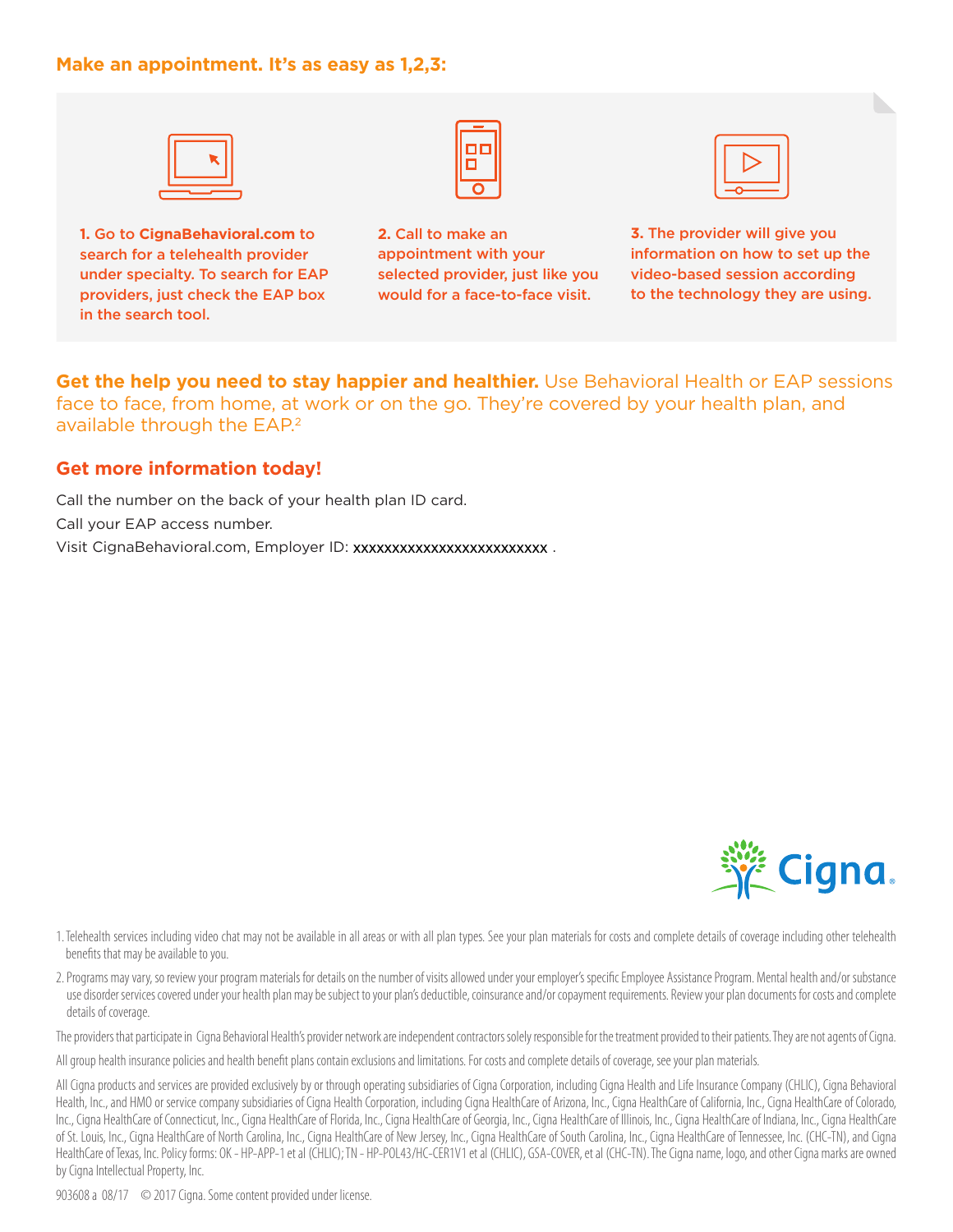## Make an appointment. It's as easy as 1,2,3:

**1.** Go to **CignaBehavioral.com** to search for a telehealth provider under specialty. To search for EAP providers, just check the EAP box in the search tool.

**2.** Call to make an appointment with your selected provider, just like you would for a face-to-face visit.

**3.** The provider will give you information on how to set up the video-based session according to the technology they are using.

**Get the help you need to stay happier and healthier.** Use Behavioral Health or EAP sessions face to face, from home, at work or on the go. They're covered by your health plan, and available through the EAP.[2]

## Get more information today!

Call the number on the back of your health plan ID card.

Call your EAP access number.

Visit CignaBehavioral.com, Employer ID: xxxxxxxxxxxxxxxxxxxxxxxxx .

1. Telehealth services including video chat may not be available in all areas or with all plan types. See your plan materials for costs and complete details of coverage including other telehealth benefits that may be available to you.

2. Programs may vary, so review your program materials for details on the number of visits allowed under your employer's specific Employee Assistance Program. Mental health and/or substance use disorder services covered under your health plan may be subject to your plan's deductible, coinsurance and/or copayment requirements. Review your plan documents for costs and complete details of coverage.

The providers that participate in Cigna Behavioral Health's provider network are independent contractors solely responsible for the treatment provided to their patients. They are not agents of Cigna.

All group health insurance policies and health benefit plans contain exclusions and limitations. For costs and complete details of coverage, see your plan materials.

All Cigna products and services are provided exclusively by or through operating subsidiaries of Cigna Corporation, including Cigna Health and Life Insurance Company (CHLIC), Cigna Behavioral Health, Inc., and HMO or service company subsidiaries of Cigna Health Corporation, including Cigna HealthCare of Arizona, Inc., Cigna HealthCare of California, Inc., Cigna HealthCare of Colorado, Inc., Cigna HealthCare of Connecticut, Inc., Cigna HealthCare of Florida, Inc., Cigna HealthCare of Georgia, Inc., Cigna HealthCare of Illinois, Inc., Cigna HealthCare of Indiana, Inc., Cigna HealthCare of St. Louis, Inc., Cigna HealthCare of North Carolina, Inc., Cigna HealthCare of New Jersey, Inc., Cigna HealthCare of South Carolina, Inc., Cigna HealthCare of Tennessee, Inc. (CHC-TN), and Cigna HealthCare of Texas, Inc. Policy forms: OK - HP-APP-1 et al (CHLIC); TN - HP-POL43/HC-CER1V1 et al (CHLIC), GSA-COVER, et al (CHC-TN). The Cigna name, logo, and other Cigna marks are owned by Cigna Intellectual Property, Inc.

903608 a 08/17 © 2017 Cigna. Some content provided under license.